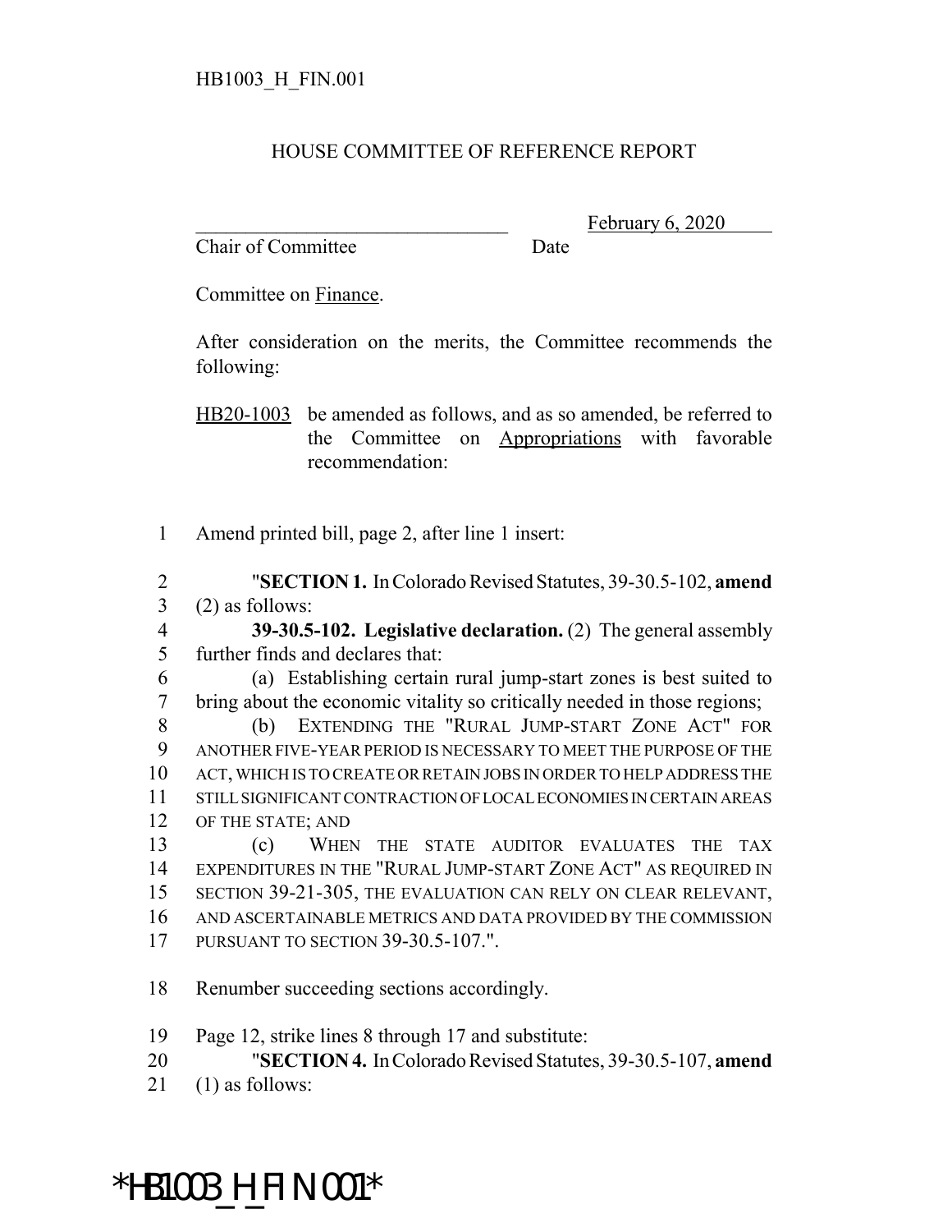HB1003_H_FIN.001

# HOUSE COMMITTEE OF REFERENCE REPORT

_______________________________ February 6, 2020
Chair of Committee Date

Committee on Finance.

After consideration on the merits, the Committee recommends the following:

HB20-1003 be amended as follows, and as so amended, be referred to the Committee on Appropriations with favorable recommendation:

1 Amend printed bill, page 2, after line 1 insert:

2 "**SECTION 1.** In Colorado Revised Statutes, 39-30.5-102, **amend**
3 (2) as follows:
4 **39-30.5-102. Legislative declaration.** (2) The general assembly
5 further finds and declares that:
6 (a) Establishing certain rural jump-start zones is best suited to
7 bring about the economic vitality so critically needed in those regions;
8 (b) EXTENDING THE "RURAL JUMP-START ZONE ACT" FOR
9 ANOTHER FIVE-YEAR PERIOD IS NECESSARY TO MEET THE PURPOSE OF THE
10 ACT, WHICH IS TO CREATE OR RETAIN JOBS IN ORDER TO HELP ADDRESS THE
11 STILL SIGNIFICANT CONTRACTION OF LOCAL ECONOMIES IN CERTAIN AREAS
12 OF THE STATE; AND
13 (c) WHEN THE STATE AUDITOR EVALUATES THE TAX
14 EXPENDITURES IN THE "RURAL JUMP-START ZONE ACT" AS REQUIRED IN
15 SECTION 39-21-305, THE EVALUATION CAN RELY ON CLEAR RELEVANT,
16 AND ASCERTAINABLE METRICS AND DATA PROVIDED BY THE COMMISSION
17 PURSUANT TO SECTION 39-30.5-107.".

18 Renumber succeeding sections accordingly.

19 Page 12, strike lines 8 through 17 and substitute:
20 "**SECTION 4.** In Colorado Revised Statutes, 39-30.5-107, **amend**
21 (1) as follows:

*HB1003_H_FIN.001*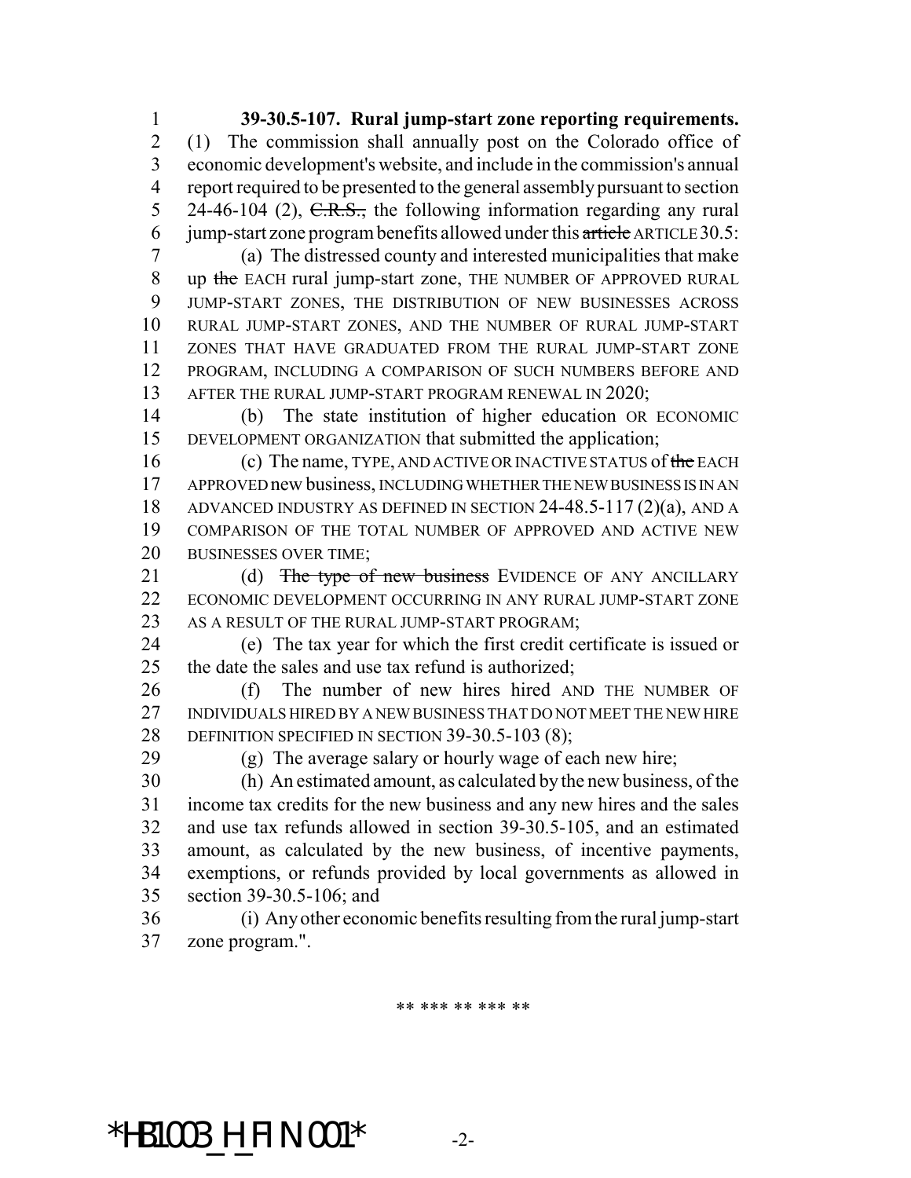**39-30.5-107. Rural jump-start zone reporting requirements.** (1) The commission shall annually post on the Colorado office of economic development's website, and include in the commission's annual report required to be presented to the general assembly pursuant to section 24-46-104 (2), ~~C.R.S.,~~ the following information regarding any rural jump-start zone program benefits allowed under this ~~article~~ ARTICLE 30.5:

(a) The distressed county and interested municipalities that make up ~~the~~ EACH rural jump-start zone, THE NUMBER OF APPROVED RURAL JUMP-START ZONES, THE DISTRIBUTION OF NEW BUSINESSES ACROSS RURAL JUMP-START ZONES, AND THE NUMBER OF RURAL JUMP-START ZONES THAT HAVE GRADUATED FROM THE RURAL JUMP-START ZONE PROGRAM, INCLUDING A COMPARISON OF SUCH NUMBERS BEFORE AND AFTER THE RURAL JUMP-START PROGRAM RENEWAL IN 2020;

(b) The state institution of higher education OR ECONOMIC DEVELOPMENT ORGANIZATION that submitted the application;

(c) The name, TYPE, AND ACTIVE OR INACTIVE STATUS of ~~the~~ EACH APPROVED new business, INCLUDING WHETHER THE NEW BUSINESS IS IN AN ADVANCED INDUSTRY AS DEFINED IN SECTION 24-48.5-117 (2)(a), AND A COMPARISON OF THE TOTAL NUMBER OF APPROVED AND ACTIVE NEW BUSINESSES OVER TIME;

(d) ~~The type of new business~~ EVIDENCE OF ANY ANCILLARY ECONOMIC DEVELOPMENT OCCURRING IN ANY RURAL JUMP-START ZONE AS A RESULT OF THE RURAL JUMP-START PROGRAM;

(e) The tax year for which the first credit certificate is issued or the date the sales and use tax refund is authorized;

(f) The number of new hires hired AND THE NUMBER OF INDIVIDUALS HIRED BY A NEW BUSINESS THAT DO NOT MEET THE NEW HIRE DEFINITION SPECIFIED IN SECTION 39-30.5-103 (8);

(g) The average salary or hourly wage of each new hire;

(h) An estimated amount, as calculated by the new business, of the income tax credits for the new business and any new hires and the sales and use tax refunds allowed in section 39-30.5-105, and an estimated amount, as calculated by the new business, of incentive payments, exemptions, or refunds provided by local governments as allowed in section 39-30.5-106; and

(i) Any other economic benefits resulting from the rural jump-start zone program.".

** *** ** *** **